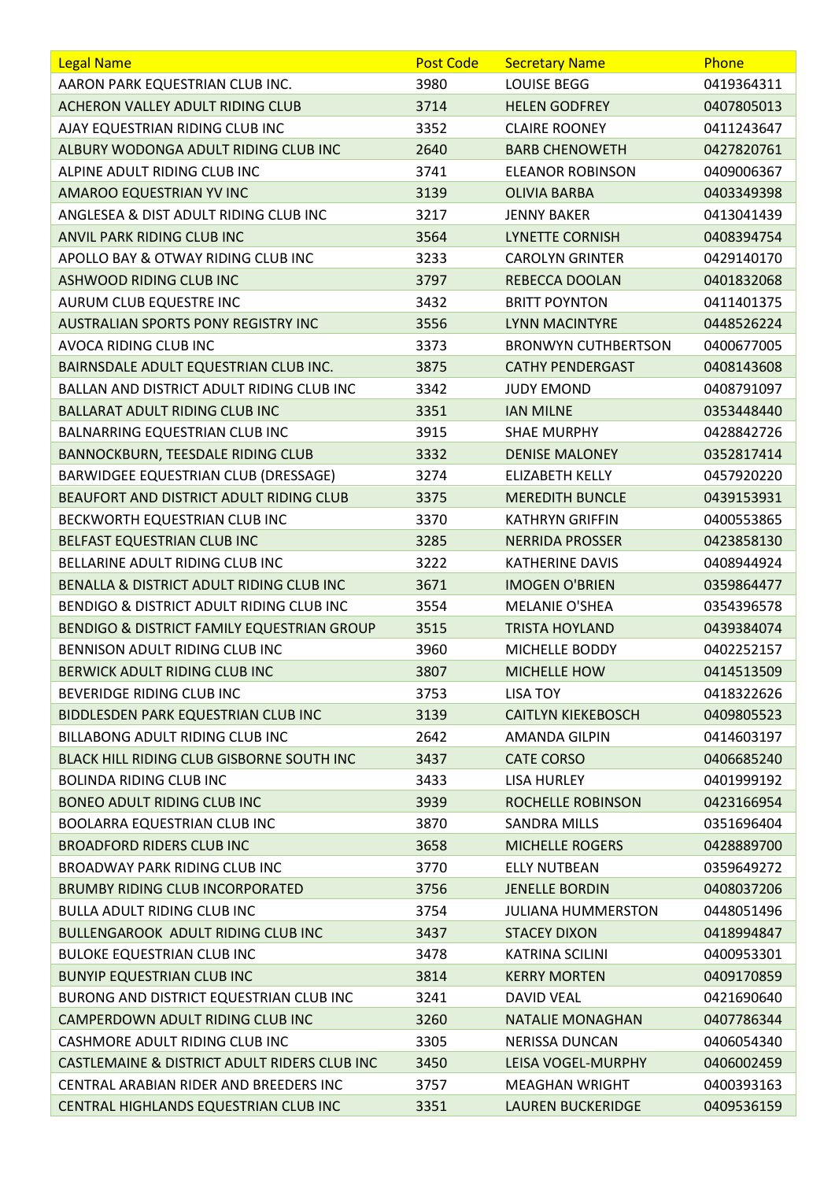| Legal Name | Post Code | Secretary Name | Phone |
|---|---|---|---|
| AARON PARK EQUESTRIAN CLUB INC. | 3980 | LOUISE BEGG | 0419364311 |
| ACHERON VALLEY ADULT RIDING CLUB | 3714 | HELEN GODFREY | 0407805013 |
| AJAY EQUESTRIAN RIDING CLUB INC | 3352 | CLAIRE ROONEY | 0411243647 |
| ALBURY WODONGA ADULT RIDING CLUB INC | 2640 | BARB CHENOWETH | 0427820761 |
| ALPINE ADULT RIDING CLUB INC | 3741 | ELEANOR ROBINSON | 0409006367 |
| AMAROO EQUESTRIAN YV INC | 3139 | OLIVIA BARBA | 0403349398 |
| ANGLESEA & DIST ADULT RIDING CLUB INC | 3217 | JENNY BAKER | 0413041439 |
| ANVIL PARK RIDING CLUB INC | 3564 | LYNETTE CORNISH | 0408394754 |
| APOLLO BAY & OTWAY RIDING CLUB INC | 3233 | CAROLYN GRINTER | 0429140170 |
| ASHWOOD RIDING CLUB INC | 3797 | REBECCA DOOLAN | 0401832068 |
| AURUM CLUB EQUESTRE INC | 3432 | BRITT POYNTON | 0411401375 |
| AUSTRALIAN SPORTS PONY REGISTRY INC | 3556 | LYNN MACINTYRE | 0448526224 |
| AVOCA RIDING CLUB INC | 3373 | BRONWYN CUTHBERTSON | 0400677005 |
| BAIRNSDALE ADULT EQUESTRIAN CLUB INC. | 3875 | CATHY PENDERGAST | 0408143608 |
| BALLAN AND DISTRICT ADULT RIDING CLUB INC | 3342 | JUDY EMOND | 0408791097 |
| BALLARAT ADULT RIDING CLUB INC | 3351 | IAN MILNE | 0353448440 |
| BALNARRING EQUESTRIAN CLUB INC | 3915 | SHAE MURPHY | 0428842726 |
| BANNOCKBURN, TEESDALE RIDING CLUB | 3332 | DENISE MALONEY | 0352817414 |
| BARWIDGEE EQUESTRIAN CLUB (DRESSAGE) | 3274 | ELIZABETH KELLY | 0457920220 |
| BEAUFORT AND DISTRICT ADULT RIDING CLUB | 3375 | MEREDITH BUNCLE | 0439153931 |
| BECKWORTH EQUESTRIAN CLUB INC | 3370 | KATHRYN GRIFFIN | 0400553865 |
| BELFAST EQUESTRIAN CLUB INC | 3285 | NERRIDA PROSSER | 0423858130 |
| BELLARINE ADULT RIDING CLUB INC | 3222 | KATHERINE DAVIS | 0408944924 |
| BENALLA & DISTRICT ADULT RIDING CLUB INC | 3671 | IMOGEN O'BRIEN | 0359864477 |
| BENDIGO & DISTRICT ADULT RIDING CLUB INC | 3554 | MELANIE O'SHEA | 0354396578 |
| BENDIGO & DISTRICT FAMILY EQUESTRIAN GROUP | 3515 | TRISTA HOYLAND | 0439384074 |
| BENNISON ADULT RIDING CLUB INC | 3960 | MICHELLE BODDY | 0402252157 |
| BERWICK ADULT RIDING CLUB INC | 3807 | MICHELLE HOW | 0414513509 |
| BEVERIDGE RIDING CLUB INC | 3753 | LISA TOY | 0418322626 |
| BIDDLESDEN PARK EQUESTRIAN CLUB INC | 3139 | CAITLYN KIEKEBOSCH | 0409805523 |
| BILLABONG ADULT RIDING CLUB INC | 2642 | AMANDA GILPIN | 0414603197 |
| BLACK HILL RIDING CLUB GISBORNE SOUTH INC | 3437 | CATE CORSO | 0406685240 |
| BOLINDA RIDING CLUB INC | 3433 | LISA HURLEY | 0401999192 |
| BONEO ADULT RIDING CLUB INC | 3939 | ROCHELLE ROBINSON | 0423166954 |
| BOOLARRA EQUESTRIAN CLUB INC | 3870 | SANDRA MILLS | 0351696404 |
| BROADFORD RIDERS CLUB INC | 3658 | MICHELLE ROGERS | 0428889700 |
| BROADWAY PARK RIDING CLUB INC | 3770 | ELLY NUTBEAN | 0359649272 |
| BRUMBY RIDING CLUB INCORPORATED | 3756 | JENELLE BORDIN | 0408037206 |
| BULLA ADULT RIDING CLUB INC | 3754 | JULIANA HUMMERSTON | 0448051496 |
| BULLENGAROOK ADULT RIDING CLUB INC | 3437 | STACEY DIXON | 0418994847 |
| BULOKE EQUESTRIAN CLUB INC | 3478 | KATRINA SCILINI | 0400953301 |
| BUNYIP EQUESTRIAN CLUB INC | 3814 | KERRY MORTEN | 0409170859 |
| BURONG AND DISTRICT EQUESTRIAN CLUB INC | 3241 | DAVID VEAL | 0421690640 |
| CAMPERDOWN ADULT RIDING CLUB INC | 3260 | NATALIE MONAGHAN | 0407786344 |
| CASHMORE ADULT RIDING CLUB INC | 3305 | NERISSA DUNCAN | 0406054340 |
| CASTLEMAINE & DISTRICT ADULT RIDERS CLUB INC | 3450 | LEISA VOGEL-MURPHY | 0406002459 |
| CENTRAL ARABIAN RIDER AND BREEDERS INC | 3757 | MEAGHAN WRIGHT | 0400393163 |
| CENTRAL HIGHLANDS EQUESTRIAN CLUB INC | 3351 | LAUREN BUCKERIDGE | 0409536159 |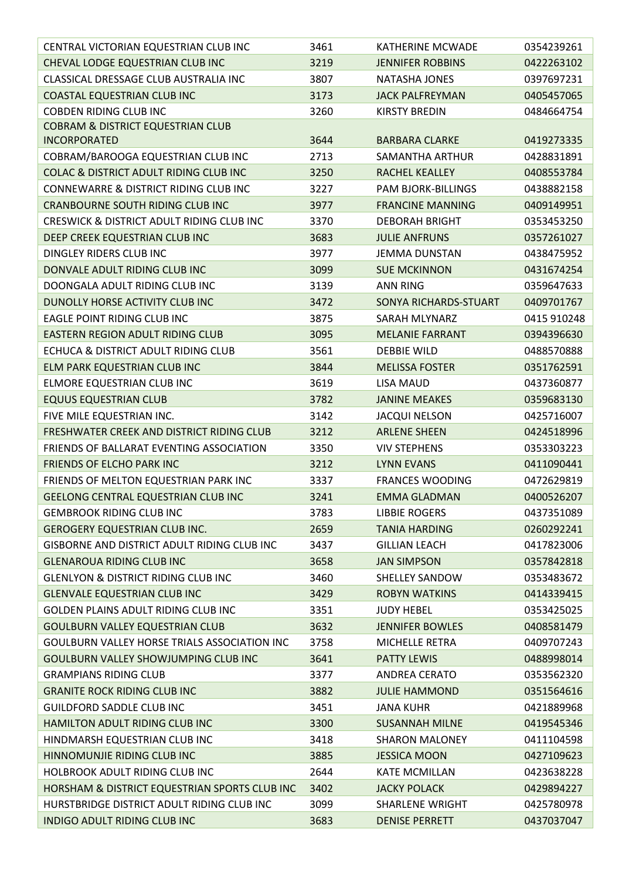| | | | |
|---|---|---|---|
| CENTRAL VICTORIAN EQUESTRIAN CLUB INC | 3461 | KATHERINE MCWADE | 0354239261 |
| CHEVAL LODGE EQUESTRIAN CLUB INC | 3219 | JENNIFER ROBBINS | 0422263102 |
| CLASSICAL DRESSAGE CLUB AUSTRALIA INC | 3807 | NATASHA JONES | 0397697231 |
| COASTAL EQUESTRIAN CLUB INC | 3173 | JACK PALFREYMAN | 0405457065 |
| COBDEN RIDING CLUB INC | 3260 | KIRSTY BREDIN | 0484664754 |
| COBRAM & DISTRICT EQUESTRIAN CLUB INCORPORATED | 3644 | BARBARA CLARKE | 0419273335 |
| COBRAM/BAROOGA EQUESTRIAN CLUB INC | 2713 | SAMANTHA ARTHUR | 0428831891 |
| COLAC & DISTRICT ADULT RIDING CLUB INC | 3250 | RACHEL KEALLEY | 0408553784 |
| CONNEWARRE & DISTRICT RIDING CLUB INC | 3227 | PAM BJORK-BILLINGS | 0438882158 |
| CRANBOURNE SOUTH RIDING CLUB INC | 3977 | FRANCINE MANNING | 0409149951 |
| CRESWICK & DISTRICT ADULT RIDING CLUB INC | 3370 | DEBORAH BRIGHT | 0353453250 |
| DEEP CREEK EQUESTRIAN CLUB INC | 3683 | JULIE ANFRUNS | 0357261027 |
| DINGLEY RIDERS CLUB INC | 3977 | JEMMA DUNSTAN | 0438475952 |
| DONVALE ADULT RIDING CLUB INC | 3099 | SUE MCKINNON | 0431674254 |
| DOONGALA ADULT RIDING CLUB INC | 3139 | ANN RING | 0359647633 |
| DUNOLLY HORSE ACTIVITY CLUB INC | 3472 | SONYA RICHARDS-STUART | 0409701767 |
| EAGLE POINT RIDING CLUB INC | 3875 | SARAH MLYNARZ | 0415 910248 |
| EASTERN REGION ADULT RIDING CLUB | 3095 | MELANIE FARRANT | 0394396630 |
| ECHUCA & DISTRICT ADULT RIDING CLUB | 3561 | DEBBIE WILD | 0488570888 |
| ELM PARK EQUESTRIAN CLUB INC | 3844 | MELISSA FOSTER | 0351762591 |
| ELMORE EQUESTRIAN CLUB INC | 3619 | LISA MAUD | 0437360877 |
| EQUUS EQUESTRIAN CLUB | 3782 | JANINE MEAKES | 0359683130 |
| FIVE MILE EQUESTRIAN INC. | 3142 | JACQUI NELSON | 0425716007 |
| FRESHWATER CREEK AND DISTRICT RIDING CLUB | 3212 | ARLENE SHEEN | 0424518996 |
| FRIENDS OF BALLARAT EVENTING ASSOCIATION | 3350 | VIV STEPHENS | 0353303223 |
| FRIENDS OF ELCHO PARK INC | 3212 | LYNN EVANS | 0411090441 |
| FRIENDS OF MELTON EQUESTRIAN PARK INC | 3337 | FRANCES WOODING | 0472629819 |
| GEELONG CENTRAL EQUESTRIAN CLUB INC | 3241 | EMMA GLADMAN | 0400526207 |
| GEMBROOK RIDING CLUB INC | 3783 | LIBBIE ROGERS | 0437351089 |
| GEROGERY EQUESTRIAN CLUB INC. | 2659 | TANIA HARDING | 0260292241 |
| GISBORNE AND DISTRICT ADULT RIDING CLUB INC | 3437 | GILLIAN LEACH | 0417823006 |
| GLENAROUA RIDING CLUB INC | 3658 | JAN SIMPSON | 0357842818 |
| GLENLYON & DISTRICT RIDING CLUB INC | 3460 | SHELLEY SANDOW | 0353483672 |
| GLENVALE EQUESTRIAN CLUB INC | 3429 | ROBYN WATKINS | 0414339415 |
| GOLDEN PLAINS ADULT RIDING CLUB INC | 3351 | JUDY HEBEL | 0353425025 |
| GOULBURN VALLEY EQUESTRIAN CLUB | 3632 | JENNIFER BOWLES | 0408581479 |
| GOULBURN VALLEY HORSE TRIALS ASSOCIATION INC | 3758 | MICHELLE RETRA | 0409707243 |
| GOULBURN VALLEY SHOWJUMPING CLUB INC | 3641 | PATTY LEWIS | 0488998014 |
| GRAMPIANS RIDING CLUB | 3377 | ANDREA CERATO | 0353562320 |
| GRANITE ROCK RIDING CLUB INC | 3882 | JULIE HAMMOND | 0351564616 |
| GUILDFORD SADDLE CLUB INC | 3451 | JANA KUHR | 0421889968 |
| HAMILTON ADULT RIDING CLUB INC | 3300 | SUSANNAH MILNE | 0419545346 |
| HINDMARSH EQUESTRIAN CLUB INC | 3418 | SHARON MALONEY | 0411104598 |
| HINNOMUNJIE RIDING CLUB INC | 3885 | JESSICA MOON | 0427109623 |
| HOLBROOK ADULT RIDING CLUB INC | 2644 | KATE MCMILLAN | 0423638228 |
| HORSHAM & DISTRICT EQUESTRIAN SPORTS CLUB INC | 3402 | JACKY POLACK | 0429894227 |
| HURSTBRIDGE DISTRICT ADULT RIDING CLUB INC | 3099 | SHARLENE WRIGHT | 0425780978 |
| INDIGO ADULT RIDING CLUB INC | 3683 | DENISE PERRETT | 0437037047 |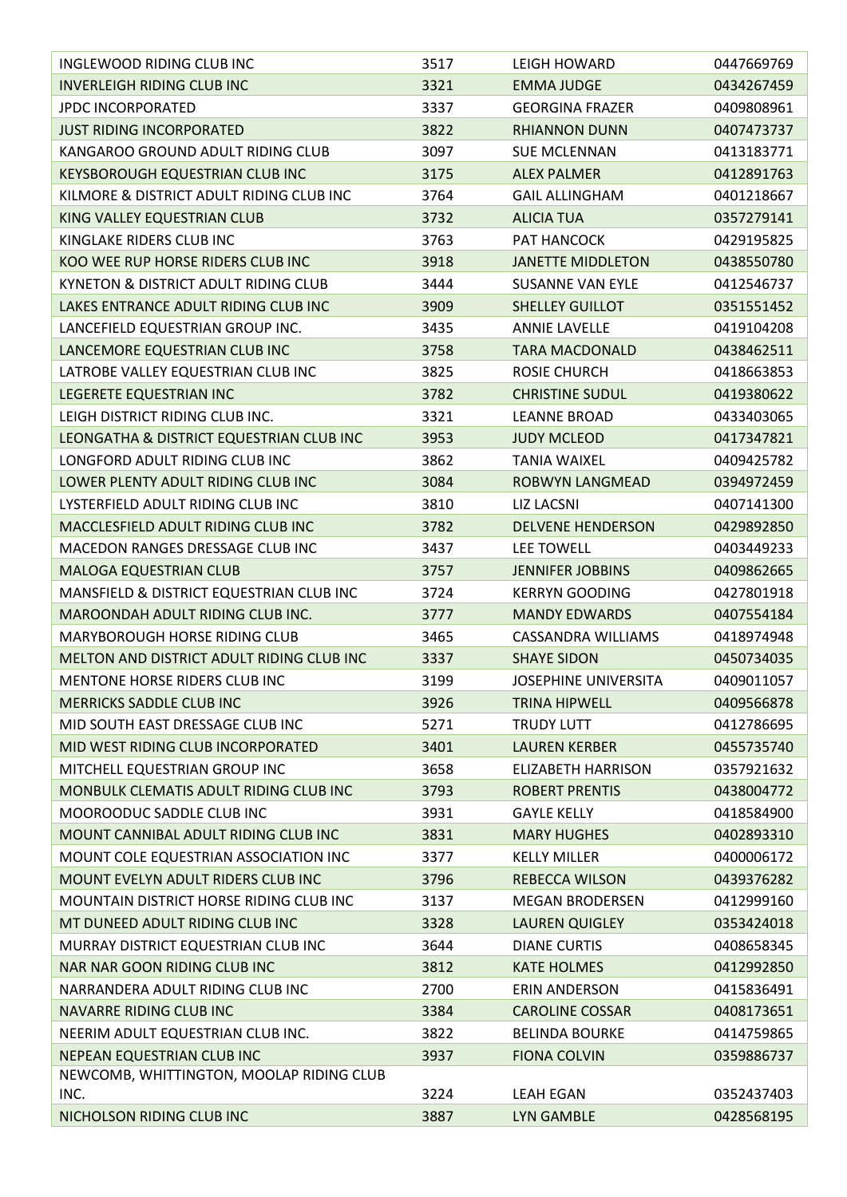| | | | |
|---|---|---|---|
| INGLEWOOD RIDING CLUB INC | 3517 | LEIGH HOWARD | 0447669769 |
| INVERLEIGH RIDING CLUB INC | 3321 | EMMA JUDGE | 0434267459 |
| JPDC INCORPORATED | 3337 | GEORGINA FRAZER | 0409808961 |
| JUST RIDING INCORPORATED | 3822 | RHIANNON DUNN | 0407473737 |
| KANGAROO GROUND ADULT RIDING CLUB | 3097 | SUE MCLENNAN | 0413183771 |
| KEYSBOROUGH EQUESTRIAN CLUB INC | 3175 | ALEX PALMER | 0412891763 |
| KILMORE & DISTRICT ADULT RIDING CLUB INC | 3764 | GAIL ALLINGHAM | 0401218667 |
| KING VALLEY EQUESTRIAN CLUB | 3732 | ALICIA TUA | 0357279141 |
| KINGLAKE RIDERS CLUB INC | 3763 | PAT HANCOCK | 0429195825 |
| KOO WEE RUP HORSE RIDERS CLUB INC | 3918 | JANETTE MIDDLETON | 0438550780 |
| KYNETON & DISTRICT ADULT RIDING CLUB | 3444 | SUSANNE VAN EYLE | 0412546737 |
| LAKES ENTRANCE ADULT RIDING CLUB INC | 3909 | SHELLEY GUILLOT | 0351551452 |
| LANCEFIELD EQUESTRIAN GROUP INC. | 3435 | ANNIE LAVELLE | 0419104208 |
| LANCEMORE EQUESTRIAN CLUB INC | 3758 | TARA MACDONALD | 0438462511 |
| LATROBE VALLEY EQUESTRIAN CLUB INC | 3825 | ROSIE CHURCH | 0418663853 |
| LEGERETE EQUESTRIAN INC | 3782 | CHRISTINE SUDUL | 0419380622 |
| LEIGH DISTRICT RIDING CLUB INC. | 3321 | LEANNE BROAD | 0433403065 |
| LEONGATHA & DISTRICT EQUESTRIAN CLUB INC | 3953 | JUDY MCLEOD | 0417347821 |
| LONGFORD ADULT RIDING CLUB INC | 3862 | TANIA WAIXEL | 0409425782 |
| LOWER PLENTY ADULT RIDING CLUB INC | 3084 | ROBWYN LANGMEAD | 0394972459 |
| LYSTERFIELD ADULT RIDING CLUB INC | 3810 | LIZ LACSNI | 0407141300 |
| MACCLESFIELD ADULT RIDING CLUB INC | 3782 | DELVENE HENDERSON | 0429892850 |
| MACEDON RANGES DRESSAGE CLUB INC | 3437 | LEE TOWELL | 0403449233 |
| MALOGA EQUESTRIAN CLUB | 3757 | JENNIFER JOBBINS | 0409862665 |
| MANSFIELD & DISTRICT EQUESTRIAN CLUB INC | 3724 | KERRYN GOODING | 0427801918 |
| MAROONDAH ADULT RIDING CLUB INC. | 3777 | MANDY EDWARDS | 0407554184 |
| MARYBOROUGH HORSE RIDING CLUB | 3465 | CASSANDRA WILLIAMS | 0418974948 |
| MELTON AND DISTRICT ADULT RIDING CLUB INC | 3337 | SHAYE SIDON | 0450734035 |
| MENTONE HORSE RIDERS CLUB INC | 3199 | JOSEPHINE UNIVERSITA | 0409011057 |
| MERRICKS SADDLE CLUB INC | 3926 | TRINA HIPWELL | 0409566878 |
| MID SOUTH EAST DRESSAGE CLUB INC | 5271 | TRUDY LUTT | 0412786695 |
| MID WEST RIDING CLUB INCORPORATED | 3401 | LAUREN KERBER | 0455735740 |
| MITCHELL EQUESTRIAN GROUP INC | 3658 | ELIZABETH HARRISON | 0357921632 |
| MONBULK CLEMATIS ADULT RIDING CLUB INC | 3793 | ROBERT PRENTIS | 0438004772 |
| MOOROODUC SADDLE CLUB INC | 3931 | GAYLE KELLY | 0418584900 |
| MOUNT CANNIBAL ADULT RIDING CLUB INC | 3831 | MARY HUGHES | 0402893310 |
| MOUNT COLE EQUESTRIAN ASSOCIATION INC | 3377 | KELLY MILLER | 0400006172 |
| MOUNT EVELYN ADULT RIDERS CLUB INC | 3796 | REBECCA WILSON | 0439376282 |
| MOUNTAIN DISTRICT HORSE RIDING CLUB INC | 3137 | MEGAN BRODERSEN | 0412999160 |
| MT DUNEED ADULT RIDING CLUB INC | 3328 | LAUREN QUIGLEY | 0353424018 |
| MURRAY DISTRICT EQUESTRIAN CLUB INC | 3644 | DIANE CURTIS | 0408658345 |
| NAR NAR GOON RIDING CLUB INC | 3812 | KATE HOLMES | 0412992850 |
| NARRANDERA ADULT RIDING CLUB INC | 2700 | ERIN ANDERSON | 0415836491 |
| NAVARRE RIDING CLUB INC | 3384 | CAROLINE COSSAR | 0408173651 |
| NEERIM ADULT EQUESTRIAN CLUB INC. | 3822 | BELINDA BOURKE | 0414759865 |
| NEPEAN EQUESTRIAN CLUB INC | 3937 | FIONA COLVIN | 0359886737 |
| NEWCOMB, WHITTINGTON, MOOLAP RIDING CLUB INC. | 3224 | LEAH EGAN | 0352437403 |
| NICHOLSON RIDING CLUB INC | 3887 | LYN GAMBLE | 0428568195 |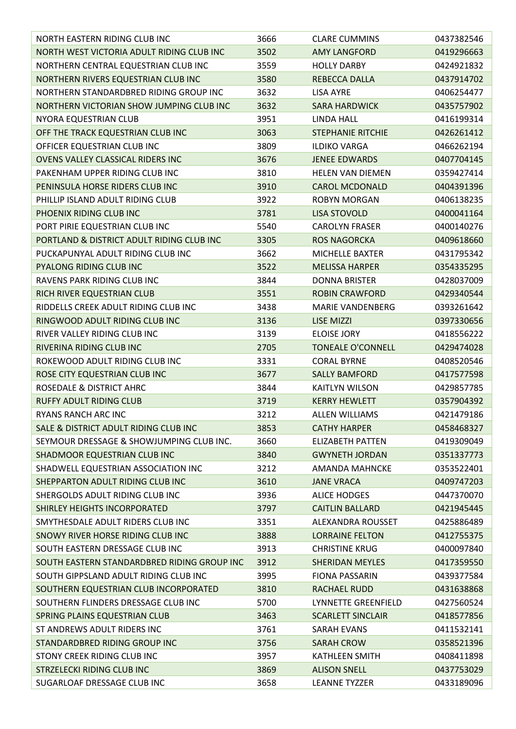| | | | |
|---|---|---|---|
| NORTH EASTERN RIDING CLUB INC | 3666 | CLARE CUMMINS | 0437382546 |
| NORTH WEST VICTORIA ADULT RIDING CLUB INC | 3502 | AMY LANGFORD | 0419296663 |
| NORTHERN CENTRAL EQUESTRIAN CLUB INC | 3559 | HOLLY DARBY | 0424921832 |
| NORTHERN RIVERS EQUESTRIAN CLUB INC | 3580 | REBECCA DALLA | 0437914702 |
| NORTHERN STANDARDBRED RIDING GROUP INC | 3632 | LISA AYRE | 0406254477 |
| NORTHERN VICTORIAN SHOW JUMPING CLUB INC | 3632 | SARA HARDWICK | 0435757902 |
| NYORA EQUESTRIAN CLUB | 3951 | LINDA HALL | 0416199314 |
| OFF THE TRACK EQUESTRIAN CLUB INC | 3063 | STEPHANIE RITCHIE | 0426261412 |
| OFFICER EQUESTRIAN CLUB INC | 3809 | ILDIKO VARGA | 0466262194 |
| OVENS VALLEY CLASSICAL RIDERS INC | 3676 | JENEE EDWARDS | 0407704145 |
| PAKENHAM UPPER RIDING CLUB INC | 3810 | HELEN VAN DIEMEN | 0359427414 |
| PENINSULA HORSE RIDERS CLUB INC | 3910 | CAROL MCDONALD | 0404391396 |
| PHILLIP ISLAND ADULT RIDING CLUB | 3922 | ROBYN MORGAN | 0406138235 |
| PHOENIX RIDING CLUB INC | 3781 | LISA STOVOLD | 0400041164 |
| PORT PIRIE EQUESTRIAN CLUB INC | 5540 | CAROLYN FRASER | 0400140276 |
| PORTLAND & DISTRICT ADULT RIDING CLUB INC | 3305 | ROS NAGORCKA | 0409618660 |
| PUCKAPUNYAL ADULT RIDING CLUB INC | 3662 | MICHELLE BAXTER | 0431795342 |
| PYALONG RIDING CLUB INC | 3522 | MELISSA HARPER | 0354335295 |
| RAVENS PARK RIDING CLUB INC | 3844 | DONNA BRISTER | 0428037009 |
| RICH RIVER EQUESTRIAN CLUB | 3551 | ROBIN CRAWFORD | 0429340544 |
| RIDDELLS CREEK ADULT RIDING CLUB INC | 3438 | MARIE VANDENBERG | 0393261642 |
| RINGWOOD ADULT RIDING CLUB INC | 3136 | LISE MIZZI | 0397330656 |
| RIVER VALLEY RIDING CLUB INC | 3139 | ELOISE JORY | 0418556222 |
| RIVERINA RIDING CLUB INC | 2705 | TONEALE O'CONNELL | 0429474028 |
| ROKEWOOD ADULT RIDING CLUB INC | 3331 | CORAL BYRNE | 0408520546 |
| ROSE CITY EQUESTRIAN CLUB INC | 3677 | SALLY BAMFORD | 0417577598 |
| ROSEDALE & DISTRICT AHRC | 3844 | KAITLYN WILSON | 0429857785 |
| RUFFY ADULT RIDING CLUB | 3719 | KERRY HEWLETT | 0357904392 |
| RYANS RANCH ARC INC | 3212 | ALLEN WILLIAMS | 0421479186 |
| SALE & DISTRICT ADULT RIDING CLUB INC | 3853 | CATHY HARPER | 0458468327 |
| SEYMOUR DRESSAGE & SHOWJUMPING CLUB INC. | 3660 | ELIZABETH PATTEN | 0419309049 |
| SHADMOOR EQUESTRIAN CLUB INC | 3840 | GWYNETH JORDAN | 0351337773 |
| SHADWELL EQUESTRIAN ASSOCIATION INC | 3212 | AMANDA MAHNCKE | 0353522401 |
| SHEPPARTON ADULT RIDING CLUB INC | 3610 | JANE VRACA | 0409747203 |
| SHERGOLDS ADULT RIDING CLUB INC | 3936 | ALICE HODGES | 0447370070 |
| SHIRLEY HEIGHTS INCORPORATED | 3797 | CAITLIN BALLARD | 0421945445 |
| SMYTHESDALE ADULT RIDERS CLUB INC | 3351 | ALEXANDRA ROUSSET | 0425886489 |
| SNOWY RIVER HORSE RIDING CLUB INC | 3888 | LORRAINE FELTON | 0412755375 |
| SOUTH EASTERN DRESSAGE CLUB INC | 3913 | CHRISTINE KRUG | 0400097840 |
| SOUTH EASTERN STANDARDBRED RIDING GROUP INC | 3912 | SHERIDAN MEYLES | 0417359550 |
| SOUTH GIPPSLAND ADULT RIDING CLUB INC | 3995 | FIONA PASSARIN | 0439377584 |
| SOUTHERN EQUESTRIAN CLUB INCORPORATED | 3810 | RACHAEL RUDD | 0431638868 |
| SOUTHERN FLINDERS DRESSAGE CLUB INC | 5700 | LYNNETTE GREENFIELD | 0427560524 |
| SPRING PLAINS EQUESTRIAN CLUB | 3463 | SCARLETT SINCLAIR | 0418577856 |
| ST ANDREWS ADULT RIDERS INC | 3761 | SARAH EVANS | 0411532141 |
| STANDARDBRED RIDING GROUP INC | 3756 | SARAH CROW | 0358521396 |
| STONY CREEK RIDING CLUB INC | 3957 | KATHLEEN SMITH | 0408411898 |
| STRZELECKI RIDING CLUB INC | 3869 | ALISON SNELL | 0437753029 |
| SUGARLOAF DRESSAGE CLUB INC | 3658 | LEANNE TYZZER | 0433189096 |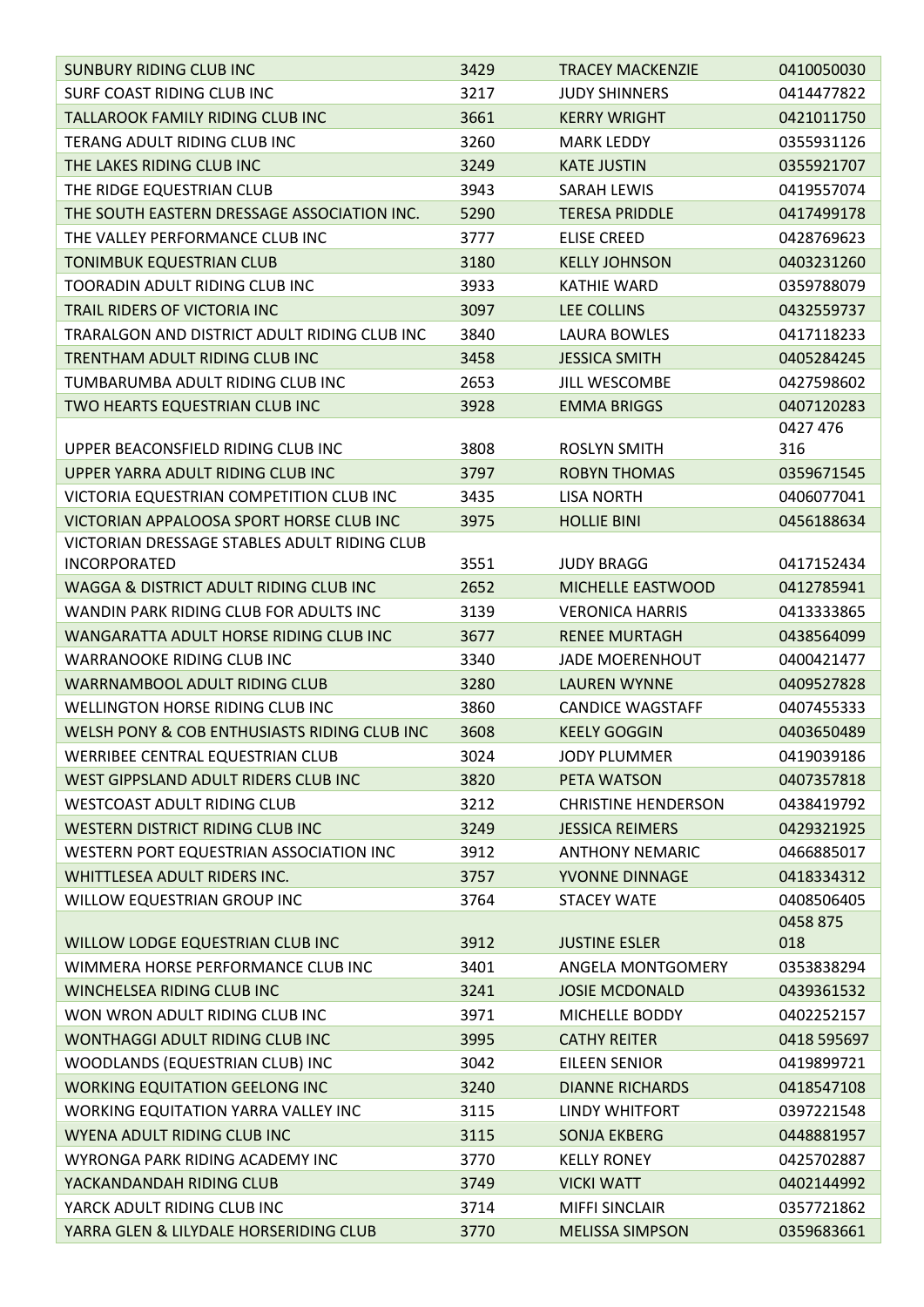| | | | |
|---|---|---|---|
| SUNBURY RIDING CLUB INC | 3429 | TRACEY MACKENZIE | 0410050030 |
| SURF COAST RIDING CLUB INC | 3217 | JUDY SHINNERS | 0414477822 |
| TALLAROOK FAMILY RIDING CLUB INC | 3661 | KERRY WRIGHT | 0421011750 |
| TERANG ADULT RIDING CLUB INC | 3260 | MARK LEDDY | 0355931126 |
| THE LAKES RIDING CLUB INC | 3249 | KATE JUSTIN | 0355921707 |
| THE RIDGE EQUESTRIAN CLUB | 3943 | SARAH LEWIS | 0419557074 |
| THE SOUTH EASTERN DRESSAGE ASSOCIATION INC. | 5290 | TERESA PRIDDLE | 0417499178 |
| THE VALLEY PERFORMANCE CLUB INC | 3777 | ELISE CREED | 0428769623 |
| TONIMBUK EQUESTRIAN CLUB | 3180 | KELLY JOHNSON | 0403231260 |
| TOORADIN ADULT RIDING CLUB INC | 3933 | KATHIE WARD | 0359788079 |
| TRAIL RIDERS OF VICTORIA INC | 3097 | LEE COLLINS | 0432559737 |
| TRARALGON AND DISTRICT ADULT RIDING CLUB INC | 3840 | LAURA BOWLES | 0417118233 |
| TRENTHAM ADULT RIDING CLUB INC | 3458 | JESSICA SMITH | 0405284245 |
| TUMBARUMBA ADULT RIDING CLUB INC | 2653 | JILL WESCOMBE | 0427598602 |
| TWO HEARTS EQUESTRIAN CLUB INC | 3928 | EMMA BRIGGS | 0407120283 |
| UPPER BEACONSFIELD RIDING CLUB INC | 3808 | ROSLYN SMITH | 0427 476 316 |
| UPPER YARRA ADULT RIDING CLUB INC | 3797 | ROBYN THOMAS | 0359671545 |
| VICTORIA EQUESTRIAN COMPETITION CLUB INC | 3435 | LISA NORTH | 0406077041 |
| VICTORIAN APPALOOSA SPORT HORSE CLUB INC | 3975 | HOLLIE BINI | 0456188634 |
| VICTORIAN DRESSAGE STABLES ADULT RIDING CLUB INCORPORATED | 3551 | JUDY BRAGG | 0417152434 |
| WAGGA & DISTRICT ADULT RIDING CLUB INC | 2652 | MICHELLE EASTWOOD | 0412785941 |
| WANDIN PARK RIDING CLUB FOR ADULTS INC | 3139 | VERONICA HARRIS | 0413333865 |
| WANGARATTA ADULT HORSE RIDING CLUB INC | 3677 | RENEE MURTAGH | 0438564099 |
| WARRANOOKE RIDING CLUB INC | 3340 | JADE MOERENHOUT | 0400421477 |
| WARRNAMBOOL ADULT RIDING CLUB | 3280 | LAUREN WYNNE | 0409527828 |
| WELLINGTON HORSE RIDING CLUB INC | 3860 | CANDICE WAGSTAFF | 0407455333 |
| WELSH PONY & COB ENTHUSIASTS RIDING CLUB INC | 3608 | KEELY GOGGIN | 0403650489 |
| WERRIBEE CENTRAL EQUESTRIAN CLUB | 3024 | JODY PLUMMER | 0419039186 |
| WEST GIPPSLAND ADULT RIDERS CLUB INC | 3820 | PETA WATSON | 0407357818 |
| WESTCOAST ADULT RIDING CLUB | 3212 | CHRISTINE HENDERSON | 0438419792 |
| WESTERN DISTRICT RIDING CLUB INC | 3249 | JESSICA REIMERS | 0429321925 |
| WESTERN PORT EQUESTRIAN ASSOCIATION INC | 3912 | ANTHONY NEMARIC | 0466885017 |
| WHITTLESEA ADULT RIDERS INC. | 3757 | YVONNE DINNAGE | 0418334312 |
| WILLOW EQUESTRIAN GROUP INC | 3764 | STACEY WATE | 0408506405 |
| WILLOW LODGE EQUESTRIAN CLUB INC | 3912 | JUSTINE ESLER | 0458 875 018 |
| WIMMERA HORSE PERFORMANCE CLUB INC | 3401 | ANGELA MONTGOMERY | 0353838294 |
| WINCHELSEA RIDING CLUB INC | 3241 | JOSIE MCDONALD | 0439361532 |
| WON WRON ADULT RIDING CLUB INC | 3971 | MICHELLE BODDY | 0402252157 |
| WONTHAGGI ADULT RIDING CLUB INC | 3995 | CATHY REITER | 0418 595697 |
| WOODLANDS (EQUESTRIAN CLUB) INC | 3042 | EILEEN SENIOR | 0419899721 |
| WORKING EQUITATION GEELONG INC | 3240 | DIANNE RICHARDS | 0418547108 |
| WORKING EQUITATION YARRA VALLEY INC | 3115 | LINDY WHITFORT | 0397221548 |
| WYENA ADULT RIDING CLUB INC | 3115 | SONJA EKBERG | 0448881957 |
| WYRONGA PARK RIDING ACADEMY INC | 3770 | KELLY RONEY | 0425702887 |
| YACKANDANDAH RIDING CLUB | 3749 | VICKI WATT | 0402144992 |
| YARCK ADULT RIDING CLUB INC | 3714 | MIFFI SINCLAIR | 0357721862 |
| YARRA GLEN & LILYDALE HORSERIDING CLUB | 3770 | MELISSA SIMPSON | 0359683661 |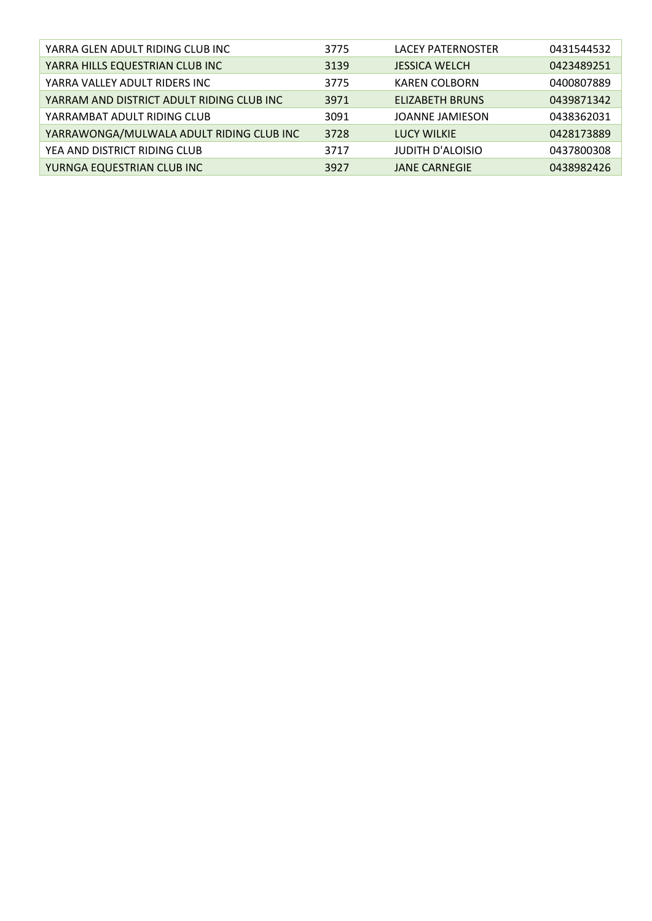| | | | |
|---|---|---|---|
| YARRA GLEN ADULT RIDING CLUB INC | 3775 | LACEY PATERNOSTER | 0431544532 |
| YARRA HILLS EQUESTRIAN CLUB INC | 3139 | JESSICA WELCH | 0423489251 |
| YARRA VALLEY ADULT RIDERS INC | 3775 | KAREN COLBORN | 0400807889 |
| YARRAM AND DISTRICT ADULT RIDING CLUB INC | 3971 | ELIZABETH BRUNS | 0439871342 |
| YARRAMBAT ADULT RIDING CLUB | 3091 | JOANNE JAMIESON | 0438362031 |
| YARRAWONGA/MULWALA ADULT RIDING CLUB INC | 3728 | LUCY WILKIE | 0428173889 |
| YEA AND DISTRICT RIDING CLUB | 3717 | JUDITH D'ALOISIO | 0437800308 |
| YURNGA EQUESTRIAN CLUB INC | 3927 | JANE CARNEGIE | 0438982426 |